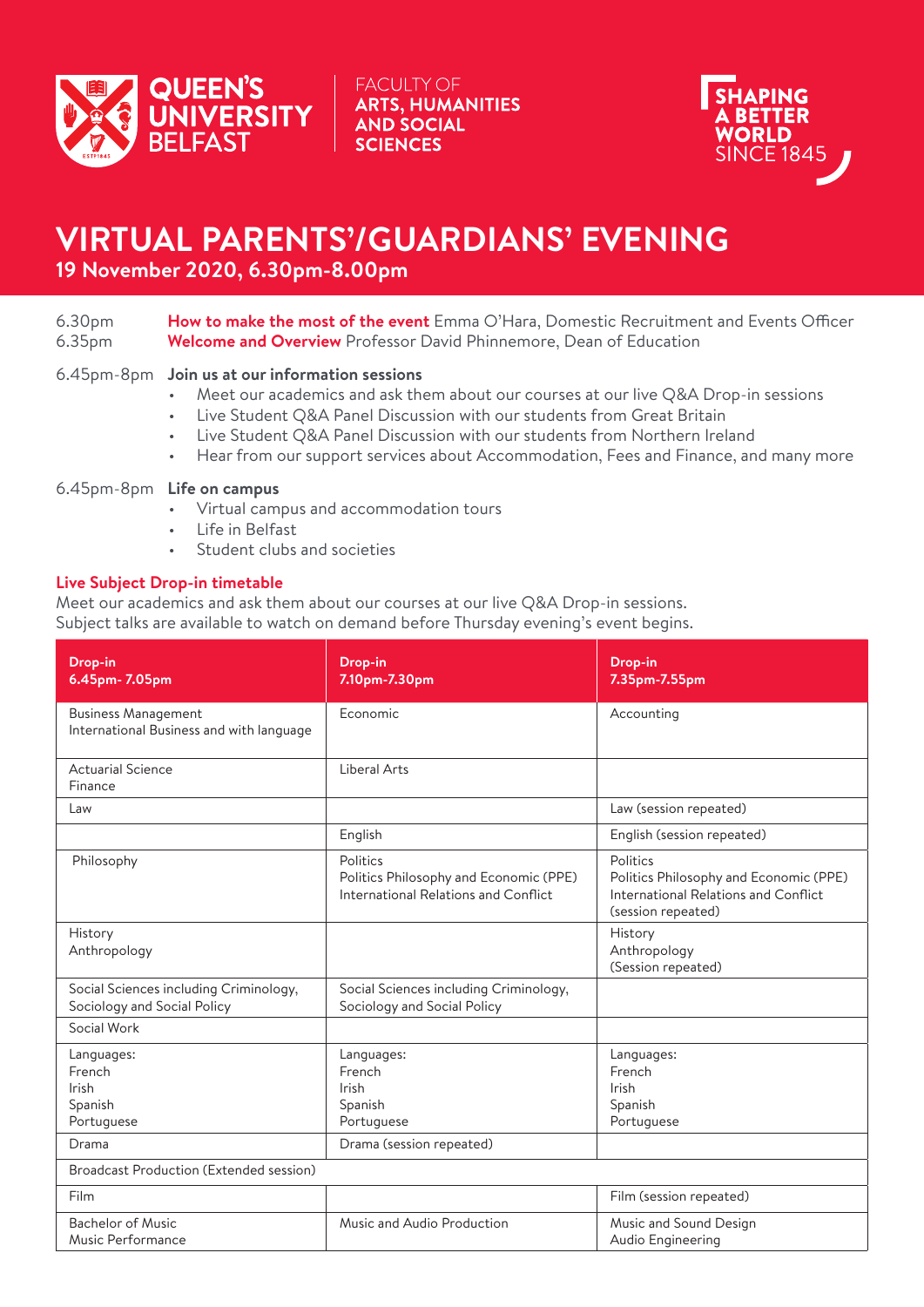QUEEN'S UNIVERSITY BELFAST

FACULTY OF **ARTS, HUMANITIES AND SOCIAL SCIENCES**

**SHAPING A BETTER WORLD** SINCE 1845

# VIRTUAL PARENTS'/GUARDIANS' EVENING

**19 November 2020, 6.30pm-8.00pm**

6.30pm **How to make the most of the event** Emma O'Hara, Domestic Recruitment and Events Officer
6.35pm **Welcome and Overview** Professor David Phinnemore, Dean of Education

6.45pm-8pm **Join us at our information sessions**

- Meet our academics and ask them about our courses at our live Q&A Drop-in sessions
- Live Student Q&A Panel Discussion with our students from Great Britain
- Live Student Q&A Panel Discussion with our students from Northern Ireland
- Hear from our support services about Accommodation, Fees and Finance, and many more

6.45pm-8pm **Life on campus**

- Virtual campus and accommodation tours
- Life in Belfast
- Student clubs and societies

### Live Subject Drop-in timetable

Meet our academics and ask them about our courses at our live Q&A Drop-in sessions.
Subject talks are available to watch on demand before Thursday evening's event begins.

| Drop-in 6.45pm- 7.05pm | Drop-in 7.10pm-7.30pm | Drop-in 7.35pm-7.55pm |
|---|---|---|
| Business Management<br>International Business and with language | Economic | Accounting |
| Actuarial Science<br>Finance | Liberal Arts | |
| Law | | Law (session repeated) |
| | English | English (session repeated) |
| Philosophy | Politics<br>Politics Philosophy and Economic (PPE)<br>International Relations and Conflict | Politics<br>Politics Philosophy and Economic (PPE)<br>International Relations and Conflict<br>(session repeated) |
| History<br>Anthropology | | History<br>Anthropology<br>(Session repeated) |
| Social Sciences including Criminology, Sociology and Social Policy | Social Sciences including Criminology, Sociology and Social Policy | |
| Social Work | | |
| Languages:<br>French<br>Irish<br>Spanish<br>Portuguese | Languages:<br>French<br>Irish<br>Spanish<br>Portuguese | Languages:<br>French<br>Irish<br>Spanish<br>Portuguese |
| Drama | Drama (session repeated) | |
| Broadcast Production (Extended session) | | |
| Film | | Film (session repeated) |
| Bachelor of Music<br>Music Performance | Music and Audio Production | Music and Sound Design<br>Audio Engineering |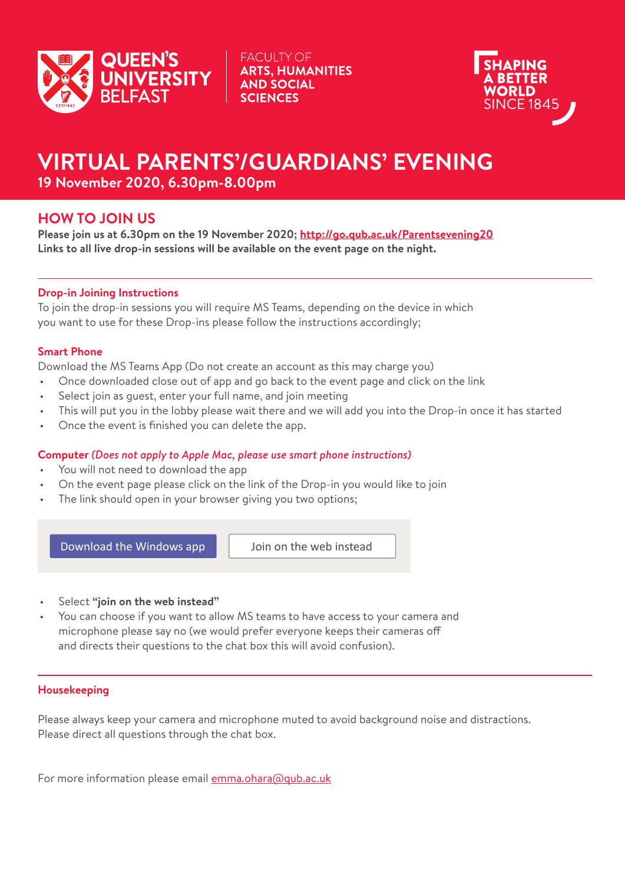QUEEN'S UNIVERSITY BELFAST

FACULTY OF ARTS, HUMANITIES AND SOCIAL SCIENCES

SHAPING A BETTER WORLD SINCE 1845

# VIRTUAL PARENTS'/GUARDIANS' EVENING

**19 November 2020, 6.30pm-8.00pm**

## HOW TO JOIN US

**Please join us at 6.30pm on the 19 November 2020; http://go.qub.ac.uk/Parentsevening20**
**Links to all live drop-in sessions will be available on the event page on the night.**

---

### Drop-in Joining Instructions

To join the drop-in sessions you will require MS Teams, depending on the device in which you want to use for these Drop-ins please follow the instructions accordingly;

### Smart Phone

Download the MS Teams App (Do not create an account as this may charge you)

- Once downloaded close out of app and go back to the event page and click on the link
- Select join as guest, enter your full name, and join meeting
- This will put you in the lobby please wait there and we will add you into the Drop-in once it has started
- Once the event is finished you can delete the app.

### Computer *(Does not apply to Apple Mac, please use smart phone instructions)*

- You will not need to download the app
- On the event page please click on the link of the Drop-in you would like to join
- The link should open in your browser giving you two options;

Download the Windows app | Join on the web instead

- Select **"join on the web instead"**
- You can choose if you want to allow MS teams to have access to your camera and microphone please say no (we would prefer everyone keeps their cameras off and directs their questions to the chat box this will avoid confusion).

---

### Housekeeping

Please always keep your camera and microphone muted to avoid background noise and distractions.
Please direct all questions through the chat box.

For more information please email emma.ohara@qub.ac.uk